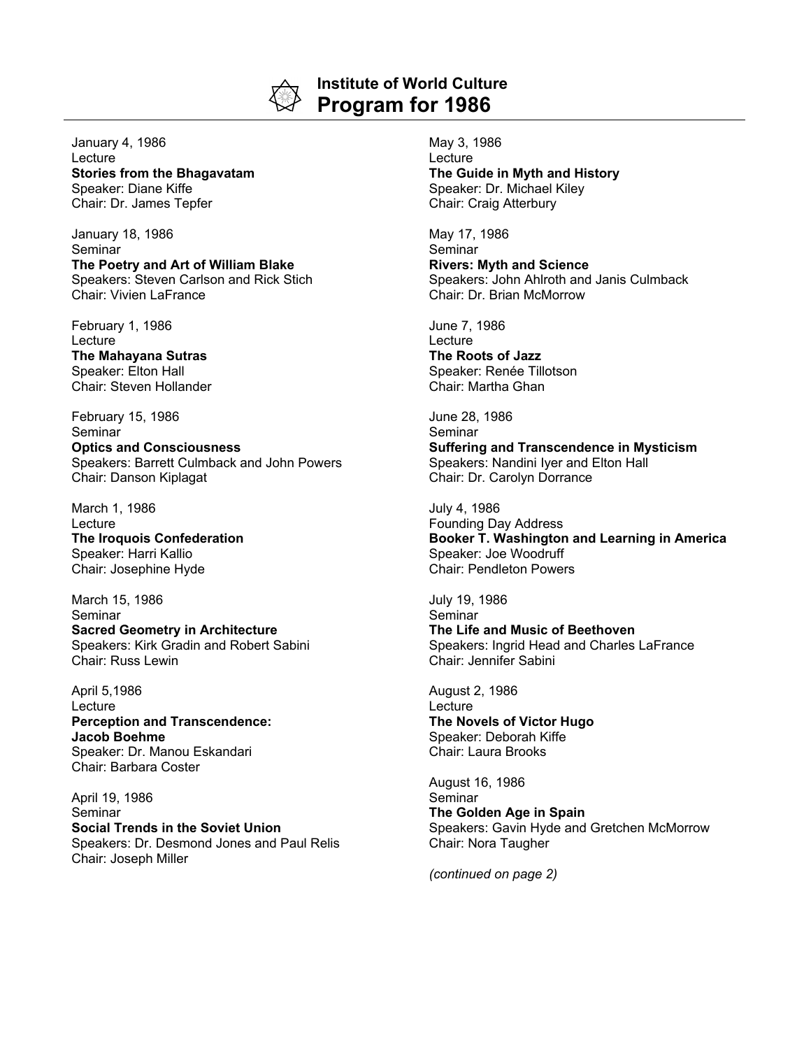# Institute of World Culture
## Program for 1986

January 4, 1986
Lecture
**Stories from the Bhagavatam**
Speaker: Diane Kiffe
Chair: Dr. James Tepfer

January 18, 1986
Seminar
**The Poetry and Art of William Blake**
Speakers: Steven Carlson and Rick Stich
Chair: Vivien LaFrance

February 1, 1986
Lecture
**The Mahayana Sutras**
Speaker: Elton Hall
Chair: Steven Hollander

February 15, 1986
Seminar
**Optics and Consciousness**
Speakers: Barrett Culmback and John Powers
Chair: Danson Kiplagat

March 1, 1986
Lecture
**The Iroquois Confederation**
Speaker: Harri Kallio
Chair: Josephine Hyde

March 15, 1986
Seminar
**Sacred Geometry in Architecture**
Speakers: Kirk Gradin and Robert Sabini
Chair: Russ Lewin

April 5,1986
Lecture
**Perception and Transcendence: Jacob Boehme**
Speaker: Dr. Manou Eskandari
Chair: Barbara Coster

April 19, 1986
Seminar
**Social Trends in the Soviet Union**
Speakers: Dr. Desmond Jones and Paul Relis
Chair: Joseph Miller

May 3, 1986
Lecture
**The Guide in Myth and History**
Speaker: Dr. Michael Kiley
Chair: Craig Atterbury

May 17, 1986
Seminar
**Rivers: Myth and Science**
Speakers: John Ahlroth and Janis Culmback
Chair: Dr. Brian McMorrow

June 7, 1986
Lecture
**The Roots of Jazz**
Speaker: Renée Tillotson
Chair: Martha Ghan

June 28, 1986
Seminar
**Suffering and Transcendence in Mysticism**
Speakers: Nandini Iyer and Elton Hall
Chair: Dr. Carolyn Dorrance

July 4, 1986
Founding Day Address
**Booker T. Washington and Learning in America**
Speaker: Joe Woodruff
Chair: Pendleton Powers

July 19, 1986
Seminar
**The Life and Music of Beethoven**
Speakers: Ingrid Head and Charles LaFrance
Chair: Jennifer Sabini

August 2, 1986
Lecture
**The Novels of Victor Hugo**
Speaker: Deborah Kiffe
Chair: Laura Brooks

August 16, 1986
Seminar
**The Golden Age in Spain**
Speakers: Gavin Hyde and Gretchen McMorrow
Chair: Nora Taugher

*(continued on page 2)*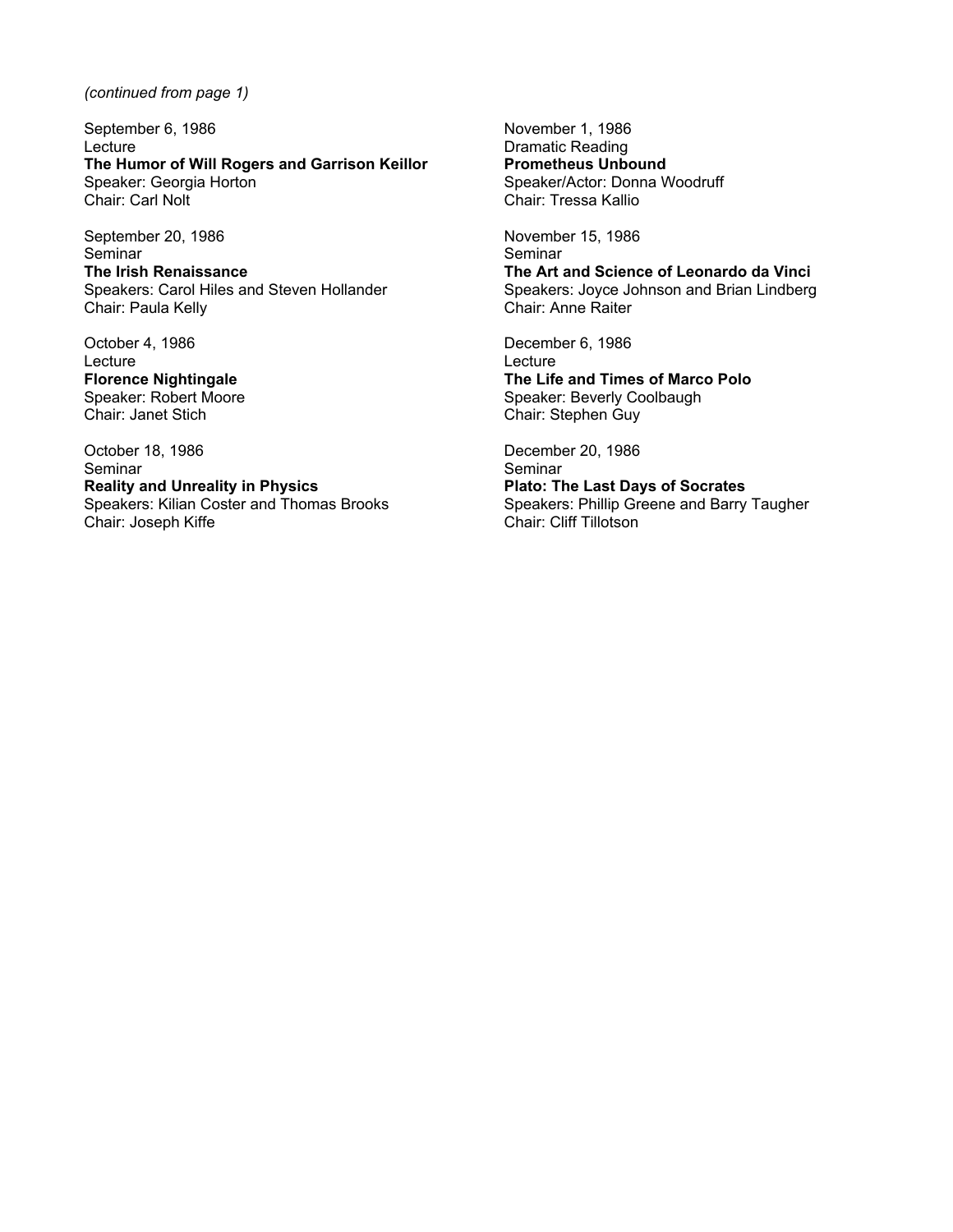*(continued from page 1)*

September 6, 1986
Lecture
**The Humor of Will Rogers and Garrison Keillor**
Speaker: Georgia Horton
Chair: Carl Nolt

September 20, 1986
Seminar
**The Irish Renaissance**
Speakers: Carol Hiles and Steven Hollander
Chair: Paula Kelly

October 4, 1986
Lecture
**Florence Nightingale**
Speaker: Robert Moore
Chair: Janet Stich

October 18, 1986
Seminar
**Reality and Unreality in Physics**
Speakers: Kilian Coster and Thomas Brooks
Chair: Joseph Kiffe

November 1, 1986
Dramatic Reading
**Prometheus Unbound**
Speaker/Actor: Donna Woodruff
Chair: Tressa Kallio

November 15, 1986
Seminar
**The Art and Science of Leonardo da Vinci**
Speakers: Joyce Johnson and Brian Lindberg
Chair: Anne Raiter

December 6, 1986
Lecture
**The Life and Times of Marco Polo**
Speaker: Beverly Coolbaugh
Chair: Stephen Guy

December 20, 1986
Seminar
**Plato: The Last Days of Socrates**
Speakers: Phillip Greene and Barry Taugher
Chair: Cliff Tillotson